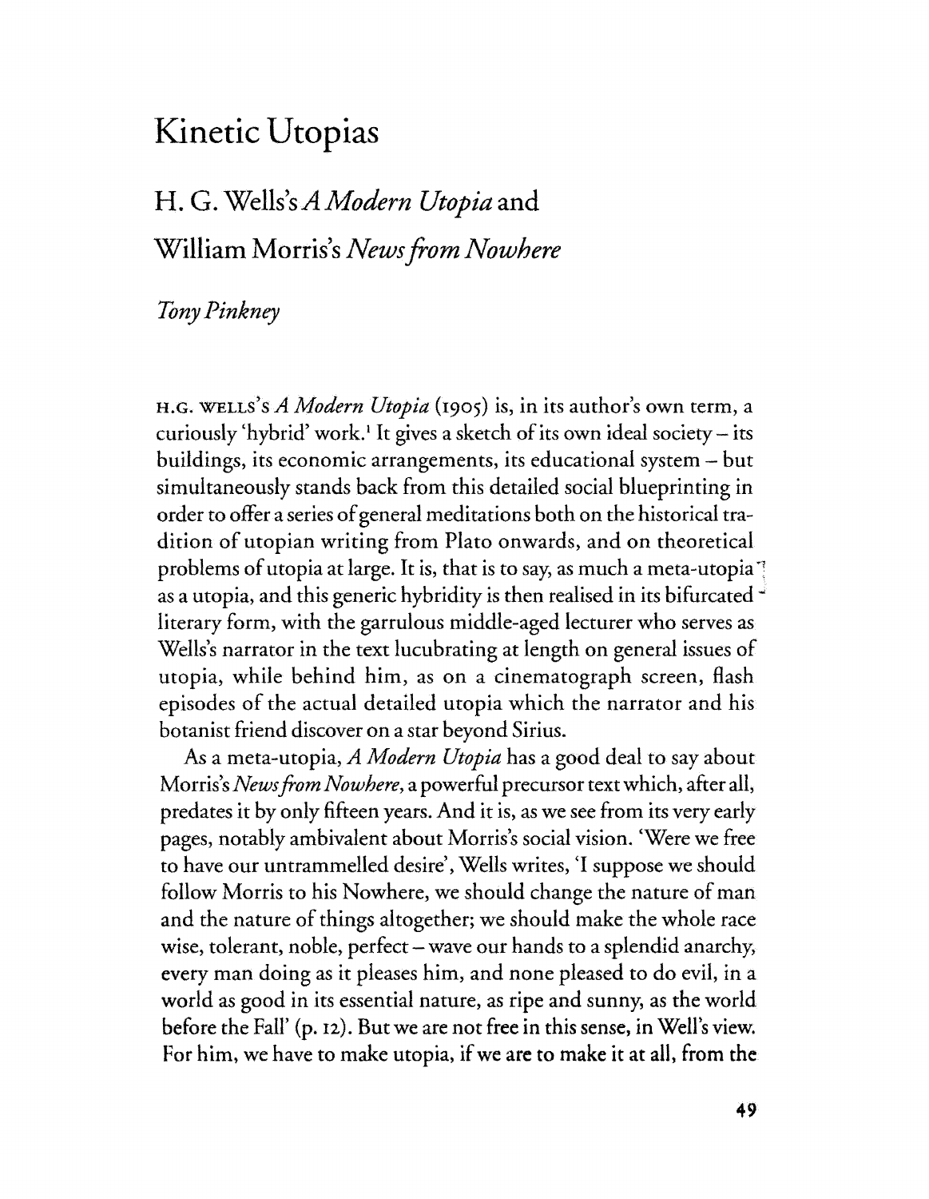# Kinetic Utopias

## H. G. Wells's *A Modern Utopia* and William Morris's *News from Nowhere*

*Tony Pinkney*

H.G. WELLS'S *A Modern Utopia* (1905) is, in its author's own term, a curiously 'hybrid' work.[1] It gives a sketch of its own ideal society – its buildings, its economic arrangements, its educational system – but simultaneously stands back from this detailed social blueprinting in order to offer a series of general meditations both on the historical tradition of utopian writing from Plato onwards, and on theoretical problems of utopia at large. It is, that is to say, as much a meta-utopia as a utopia, and this generic hybridity is then realised in its bifurcated literary form, with the garrulous middle-aged lecturer who serves as Wells's narrator in the text lucubrating at length on general issues of utopia, while behind him, as on a cinematograph screen, flash episodes of the actual detailed utopia which the narrator and his botanist friend discover on a star beyond Sirius.

As a meta-utopia, *A Modern Utopia* has a good deal to say about Morris's *News from Nowhere*, a powerful precursor text which, after all, predates it by only fifteen years. And it is, as we see from its very early pages, notably ambivalent about Morris's social vision. 'Were we free to have our untrammelled desire', Wells writes, 'I suppose we should follow Morris to his Nowhere, we should change the nature of man and the nature of things altogether; we should make the whole race wise, tolerant, noble, perfect – wave our hands to a splendid anarchy, every man doing as it pleases him, and none pleased to do evil, in a world as good in its essential nature, as ripe and sunny, as the world before the Fall' (p. 12). But we are not free in this sense, in Well's view. For him, we have to make utopia, if we are to make it at all, from the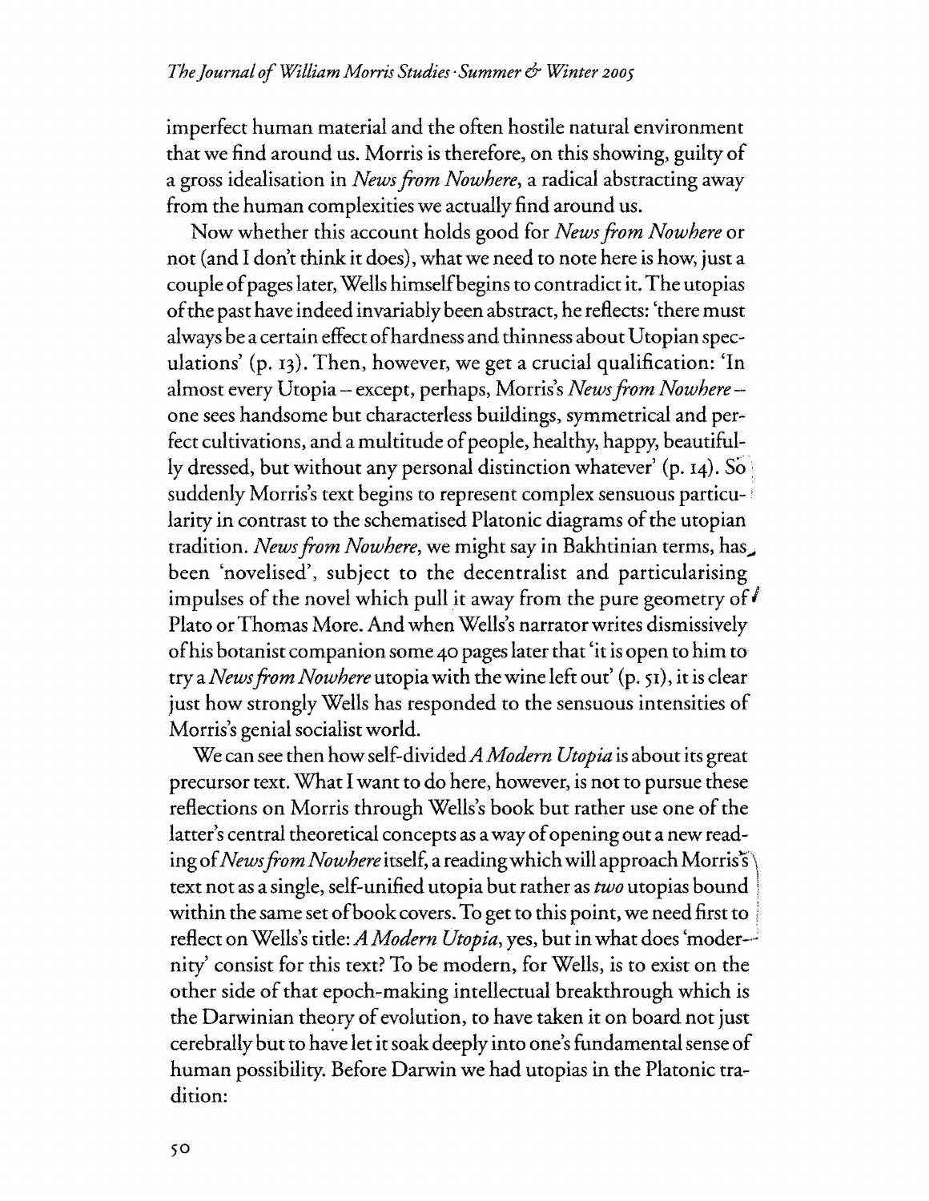imperfect human material and the often hostile natural environment that we find around us. Morris is therefore, on this showing, guilty of a gross idealisation in *News from Nowhere*, a radical abstracting away from the human complexities we actually find around us.

Now whether this account holds good for *News from Nowhere* or not (and I don't think it does), what we need to note here is how, just a couple of pages later, Wells himself begins to contradict it. The utopias of the past have indeed invariably been abstract, he reflects: 'there must always be a certain effect of hardness and thinness about Utopian speculations' (p. 13). Then, however, we get a crucial qualification: 'In almost every Utopia – except, perhaps, Morris's *News from Nowhere* – one sees handsome but characterless buildings, symmetrical and perfect cultivations, and a multitude of people, healthy, happy, beautifully dressed, but without any personal distinction whatever' (p. 14). So suddenly Morris's text begins to represent complex sensuous particularity in contrast to the schematised Platonic diagrams of the utopian tradition. *News from Nowhere*, we might say in Bakhtinian terms, has been 'novelised', subject to the decentralist and particularising impulses of the novel which pull it away from the pure geometry of Plato or Thomas More. And when Wells's narrator writes dismissively of his botanist companion some 40 pages later that 'it is open to him to try a *News from Nowhere* utopia with the wine left out' (p. 51), it is clear just how strongly Wells has responded to the sensuous intensities of Morris's genial socialist world.

We can see then how self-divided *A Modern Utopia* is about its great precursor text. What I want to do here, however, is not to pursue these reflections on Morris through Wells's book but rather use one of the latter's central theoretical concepts as a way of opening out a new reading of *News from Nowhere* itself, a reading which will approach Morris's text not as a single, self-unified utopia but rather as *two* utopias bound within the same set of book covers. To get to this point, we need first to reflect on Wells's title: *A Modern Utopia*, yes, but in what does 'modernity' consist for this text? To be modern, for Wells, is to exist on the other side of that epoch-making intellectual breakthrough which is the Darwinian theory of evolution, to have taken it on board not just cerebrally but to have let it soak deeply into one's fundamental sense of human possibility. Before Darwin we had utopias in the Platonic tradition: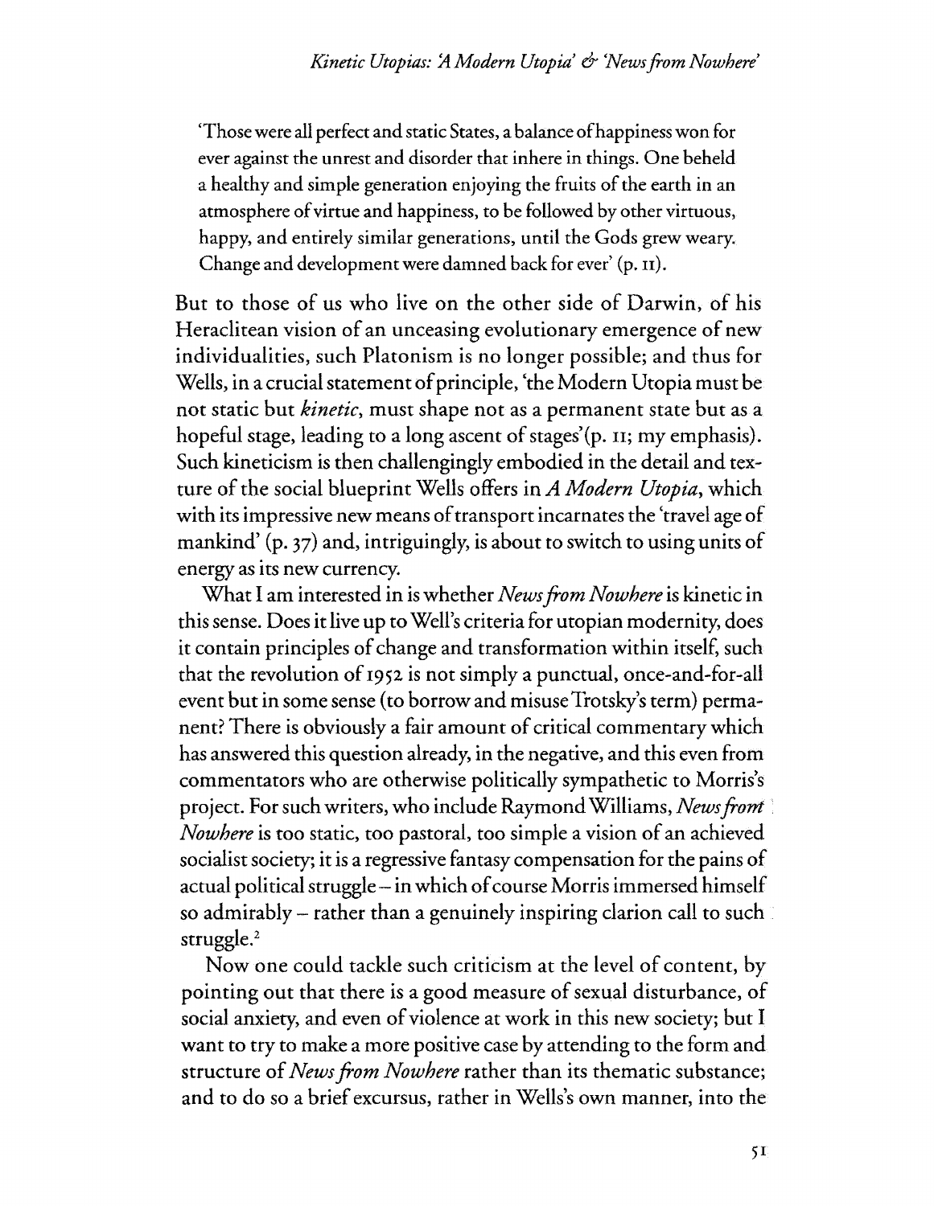'Those were all perfect and static States, a balance of happiness won for ever against the unrest and disorder that inhere in things. One beheld a healthy and simple generation enjoying the fruits of the earth in an atmosphere of virtue and happiness, to be followed by other virtuous, happy, and entirely similar generations, until the Gods grew weary. Change and development were damned back for ever' (p. 11).

But to those of us who live on the other side of Darwin, of his Heraclitean vision of an unceasing evolutionary emergence of new individualities, such Platonism is no longer possible; and thus for Wells, in a crucial statement of principle, 'the Modern Utopia must be not static but *kinetic*, must shape not as a permanent state but as a hopeful stage, leading to a long ascent of stages'(p. 11; my emphasis). Such kineticism is then challengingly embodied in the detail and texture of the social blueprint Wells offers in *A Modern Utopia*, which with its impressive new means of transport incarnates the 'travel age of mankind' (p. 37) and, intriguingly, is about to switch to using units of energy as its new currency.

What I am interested in is whether *News from Nowhere* is kinetic in this sense. Does it live up to Well's criteria for utopian modernity, does it contain principles of change and transformation within itself, such that the revolution of 1952 is not simply a punctual, once-and-for-all event but in some sense (to borrow and misuse Trotsky's term) permanent? There is obviously a fair amount of critical commentary which has answered this question already, in the negative, and this even from commentators who are otherwise politically sympathetic to Morris's project. For such writers, who include Raymond Williams, *News from Nowhere* is too static, too pastoral, too simple a vision of an achieved socialist society; it is a regressive fantasy compensation for the pains of actual political struggle – in which of course Morris immersed himself so admirably – rather than a genuinely inspiring clarion call to such struggle.[2]

Now one could tackle such criticism at the level of content, by pointing out that there is a good measure of sexual disturbance, of social anxiety, and even of violence at work in this new society; but I want to try to make a more positive case by attending to the form and structure of *News from Nowhere* rather than its thematic substance; and to do so a brief excursus, rather in Wells's own manner, into the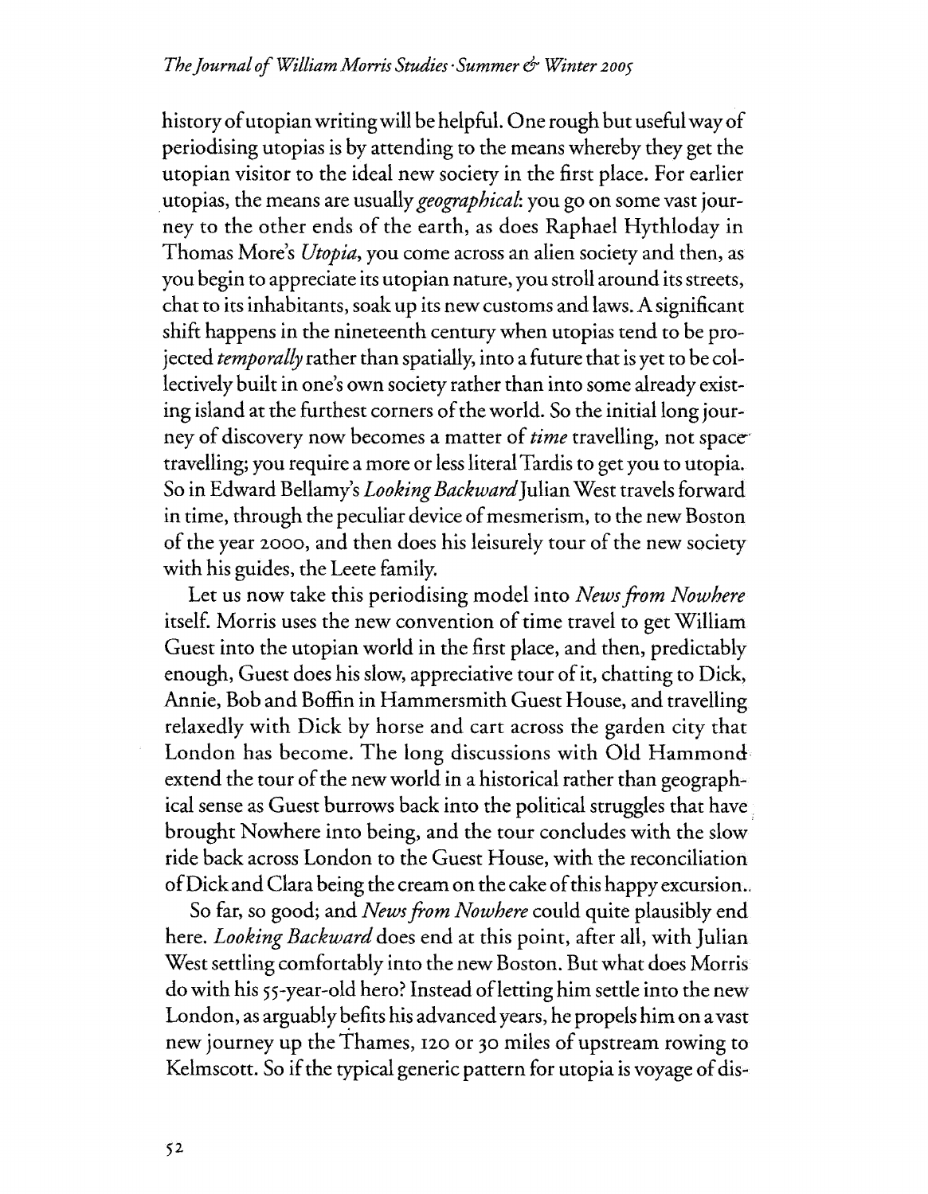history of utopian writing will be helpful. One rough but useful way of periodising utopias is by attending to the means whereby they get the utopian visitor to the ideal new society in the first place. For earlier utopias, the means are usually *geographical*: you go on some vast journey to the other ends of the earth, as does Raphael Hythloday in Thomas More's *Utopia*, you come across an alien society and then, as you begin to appreciate its utopian nature, you stroll around its streets, chat to its inhabitants, soak up its new customs and laws. A significant shift happens in the nineteenth century when utopias tend to be projected *temporally* rather than spatially, into a future that is yet to be collectively built in one's own society rather than into some already existing island at the furthest corners of the world. So the initial long journey of discovery now becomes a matter of *time* travelling, not space travelling; you require a more or less literal Tardis to get you to utopia. So in Edward Bellamy's *Looking Backward* Julian West travels forward in time, through the peculiar device of mesmerism, to the new Boston of the year 2000, and then does his leisurely tour of the new society with his guides, the Leete family.

Let us now take this periodising model into *News from Nowhere* itself. Morris uses the new convention of time travel to get William Guest into the utopian world in the first place, and then, predictably enough, Guest does his slow, appreciative tour of it, chatting to Dick, Annie, Bob and Boffin in Hammersmith Guest House, and travelling relaxedly with Dick by horse and cart across the garden city that London has become. The long discussions with Old Hammond extend the tour of the new world in a historical rather than geographical sense as Guest burrows back into the political struggles that have brought Nowhere into being, and the tour concludes with the slow ride back across London to the Guest House, with the reconciliation of Dick and Clara being the cream on the cake of this happy excursion..

So far, so good; and *News from Nowhere* could quite plausibly end here. *Looking Backward* does end at this point, after all, with Julian West settling comfortably into the new Boston. But what does Morris do with his 55-year-old hero? Instead of letting him settle into the new London, as arguably befits his advanced years, he propels him on a vast new journey up the Thames, 120 or 30 miles of upstream rowing to Kelmscott. So if the typical generic pattern for utopia is voyage of dis-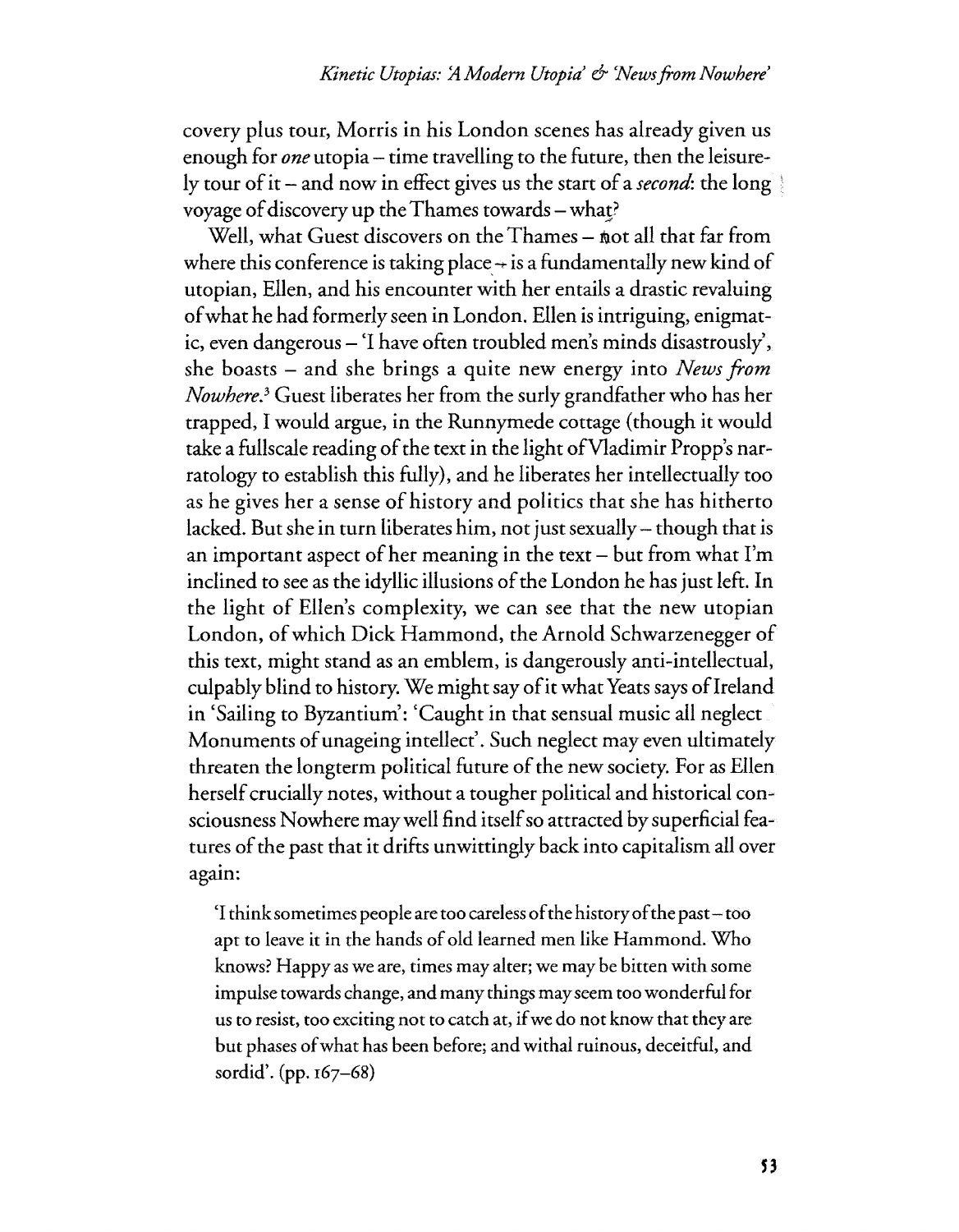covery plus tour, Morris in his London scenes has already given us enough for *one* utopia – time travelling to the future, then the leisurely tour of it – and now in effect gives us the start of a *second*: the long voyage of discovery up the Thames towards – what?

Well, what Guest discovers on the Thames – not all that far from where this conference is taking place – is a fundamentally new kind of utopian, Ellen, and his encounter with her entails a drastic revaluing of what he had formerly seen in London. Ellen is intriguing, enigmatic, even dangerous – 'I have often troubled men's minds disastrously', she boasts – and she brings a quite new energy into *News from Nowhere*.[3] Guest liberates her from the surly grandfather who has her trapped, I would argue, in the Runnymede cottage (though it would take a fullscale reading of the text in the light of Vladimir Propp's narratology to establish this fully), and he liberates her intellectually too as he gives her a sense of history and politics that she has hitherto lacked. But she in turn liberates him, not just sexually – though that is an important aspect of her meaning in the text – but from what I'm inclined to see as the idyllic illusions of the London he has just left. In the light of Ellen's complexity, we can see that the new utopian London, of which Dick Hammond, the Arnold Schwarzenegger of this text, might stand as an emblem, is dangerously anti-intellectual, culpably blind to history. We might say of it what Yeats says of Ireland in 'Sailing to Byzantium': 'Caught in that sensual music all neglect Monuments of unageing intellect'. Such neglect may even ultimately threaten the longterm political future of the new society. For as Ellen herself crucially notes, without a tougher political and historical consciousness Nowhere may well find itself so attracted by superficial features of the past that it drifts unwittingly back into capitalism all over again:

> 'I think sometimes people are too careless of the history of the past – too apt to leave it in the hands of old learned men like Hammond. Who knows? Happy as we are, times may alter; we may be bitten with some impulse towards change, and many things may seem too wonderful for us to resist, too exciting not to catch at, if we do not know that they are but phases of what has been before; and withal ruinous, deceitful, and sordid'. (pp. 167–68)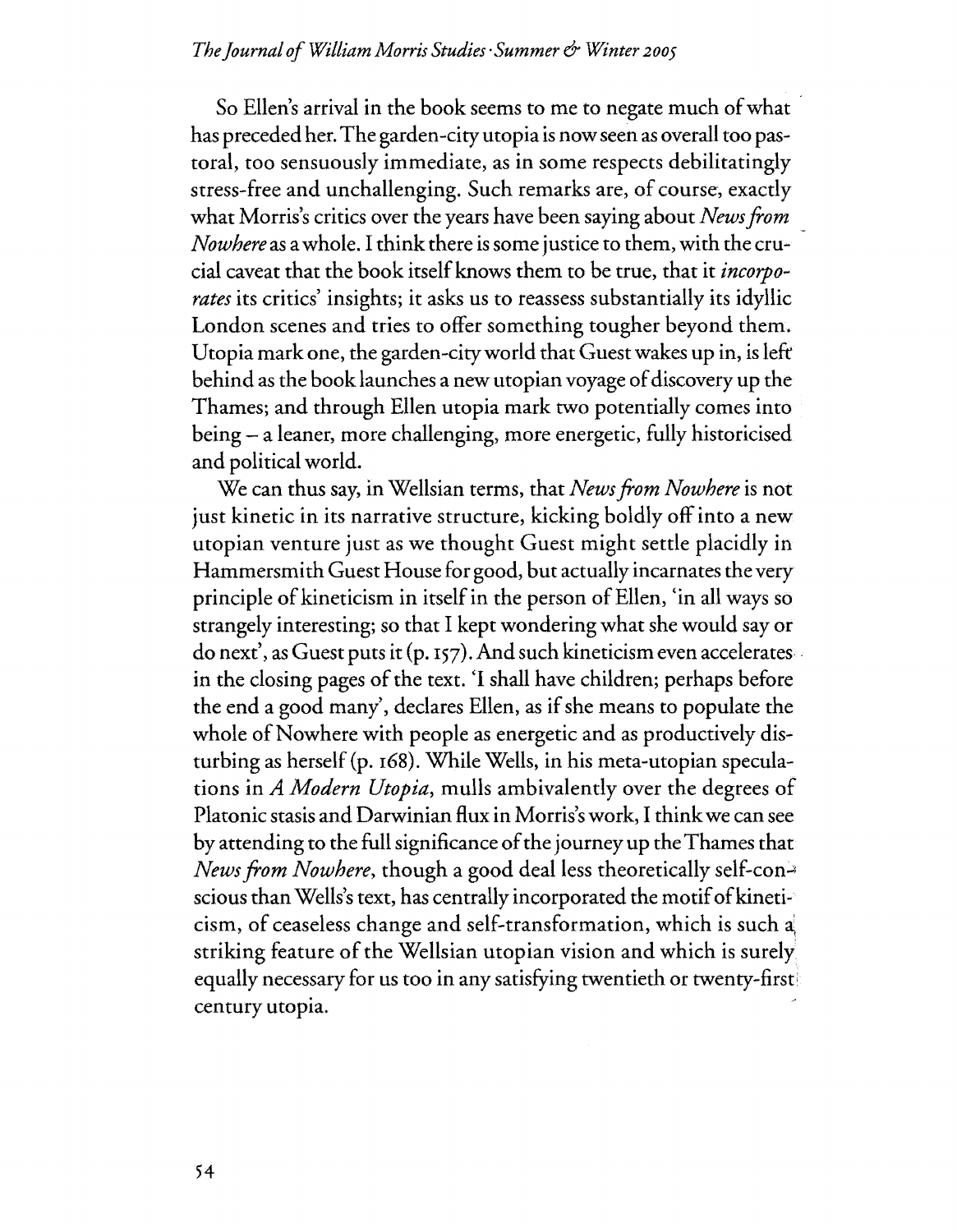So Ellen's arrival in the book seems to me to negate much of what has preceded her. The garden-city utopia is now seen as overall too pastoral, too sensuously immediate, as in some respects debilitatingly stress-free and unchallenging. Such remarks are, of course, exactly what Morris's critics over the years have been saying about *News from Nowhere* as a whole. I think there is some justice to them, with the crucial caveat that the book itself knows them to be true, that it *incorporates* its critics' insights; it asks us to reassess substantially its idyllic London scenes and tries to offer something tougher beyond them. Utopia mark one, the garden-city world that Guest wakes up in, is left behind as the book launches a new utopian voyage of discovery up the Thames; and through Ellen utopia mark two potentially comes into being – a leaner, more challenging, more energetic, fully historicised and political world.

We can thus say, in Wellsian terms, that *News from Nowhere* is not just kinetic in its narrative structure, kicking boldly off into a new utopian venture just as we thought Guest might settle placidly in Hammersmith Guest House for good, but actually incarnates the very principle of kineticism in itself in the person of Ellen, 'in all ways so strangely interesting; so that I kept wondering what she would say or do next', as Guest puts it (p. 157). And such kineticism even accelerates in the closing pages of the text. 'I shall have children; perhaps before the end a good many', declares Ellen, as if she means to populate the whole of Nowhere with people as energetic and as productively disturbing as herself (p. 168). While Wells, in his meta-utopian speculations in *A Modern Utopia*, mulls ambivalently over the degrees of Platonic stasis and Darwinian flux in Morris's work, I think we can see by attending to the full significance of the journey up the Thames that *News from Nowhere*, though a good deal less theoretically self-conscious than Wells's text, has centrally incorporated the motif of kineticism, of ceaseless change and self-transformation, which is such a striking feature of the Wellsian utopian vision and which is surely equally necessary for us too in any satisfying twentieth or twenty-first century utopia.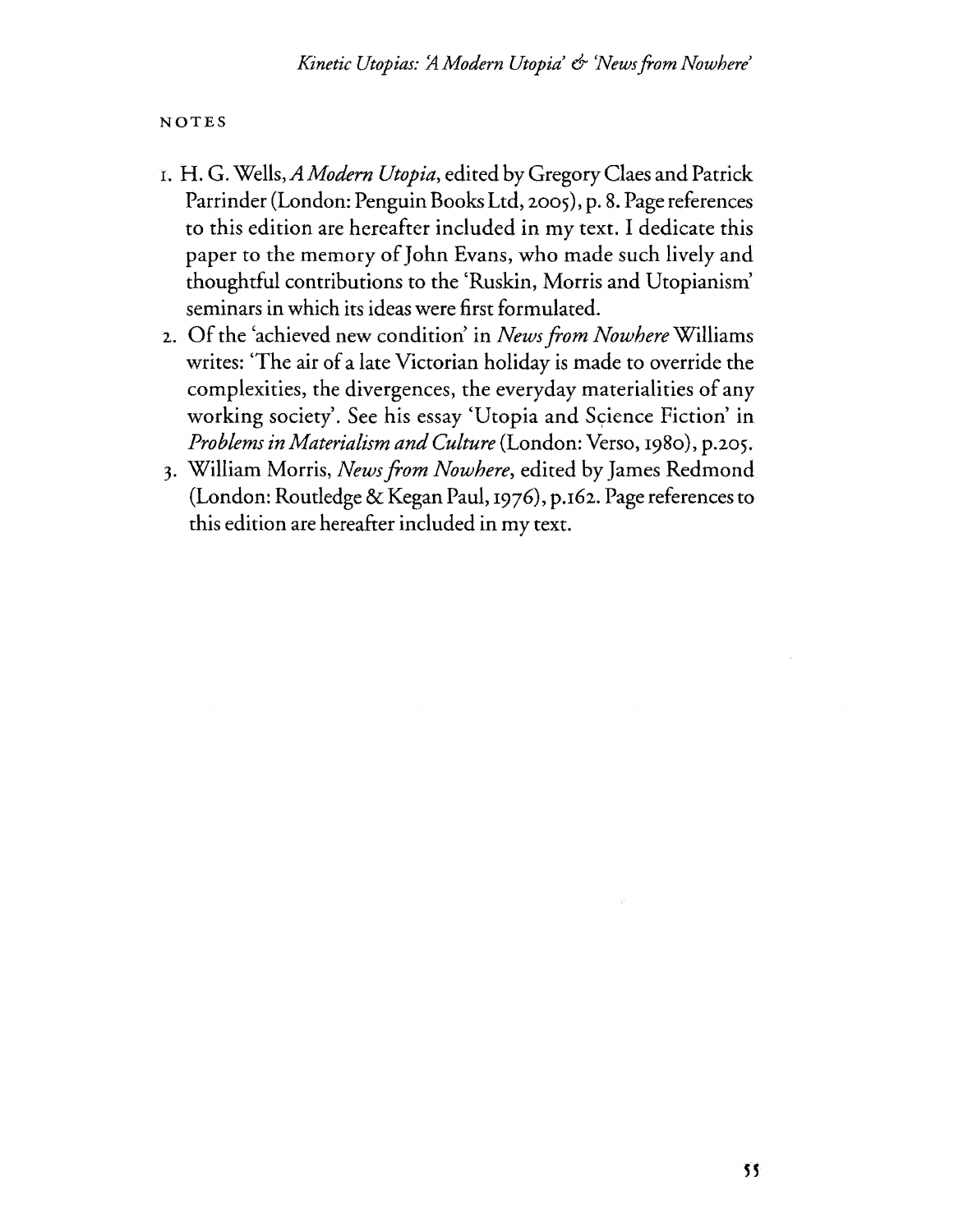NOTES

1. H. G. Wells, *A Modern Utopia*, edited by Gregory Claes and Patrick Parrinder (London: Penguin Books Ltd, 2005), p. 8. Page references to this edition are hereafter included in my text. I dedicate this paper to the memory of John Evans, who made such lively and thoughtful contributions to the 'Ruskin, Morris and Utopianism' seminars in which its ideas were first formulated.
2. Of the 'achieved new condition' in *News from Nowhere* Williams writes: 'The air of a late Victorian holiday is made to override the complexities, the divergences, the everyday materialities of any working society'. See his essay 'Utopia and Science Fiction' in *Problems in Materialism and Culture* (London: Verso, 1980), p.205.
3. William Morris, *News from Nowhere*, edited by James Redmond (London: Routledge & Kegan Paul, 1976), p.162. Page references to this edition are hereafter included in my text.